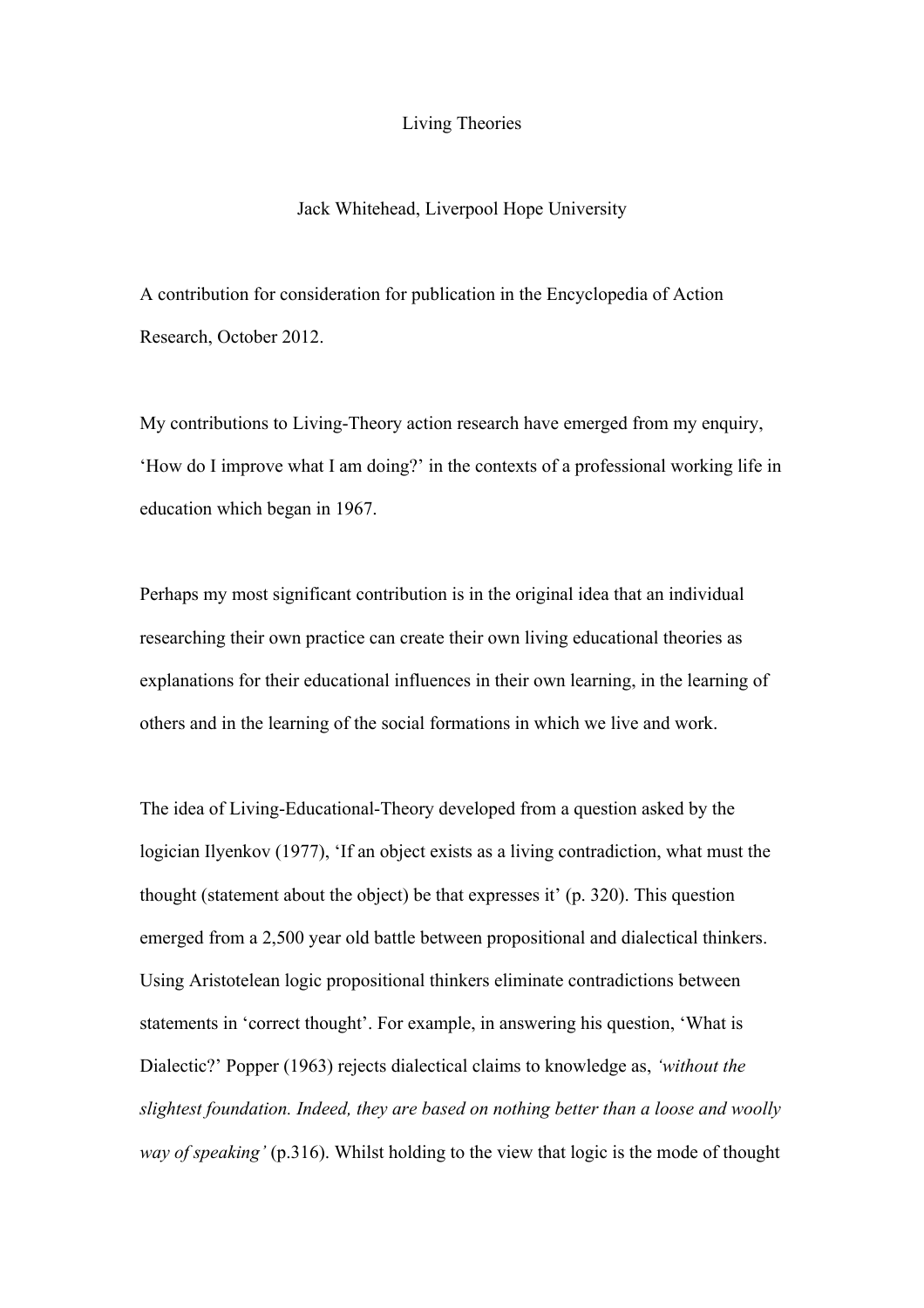# Living Theories

Jack Whitehead, Liverpool Hope University

A contribution for consideration for publication in the Encyclopedia of Action Research, October 2012.

My contributions to Living-Theory action research have emerged from my enquiry, 'How do I improve what I am doing?' in the contexts of a professional working life in education which began in 1967.

Perhaps my most significant contribution is in the original idea that an individual researching their own practice can create their own living educational theories as explanations for their educational influences in their own learning, in the learning of others and in the learning of the social formations in which we live and work.

The idea of Living-Educational-Theory developed from a question asked by the logician Ilyenkov (1977), 'If an object exists as a living contradiction, what must the thought (statement about the object) be that expresses it' (p. 320). This question emerged from a 2,500 year old battle between propositional and dialectical thinkers. Using Aristotelean logic propositional thinkers eliminate contradictions between statements in 'correct thought'. For example, in answering his question, 'What is Dialectic?' Popper (1963) rejects dialectical claims to knowledge as, *'without the slightest foundation. Indeed, they are based on nothing better than a loose and woolly way of speaking'* (p.316). Whilst holding to the view that logic is the mode of thought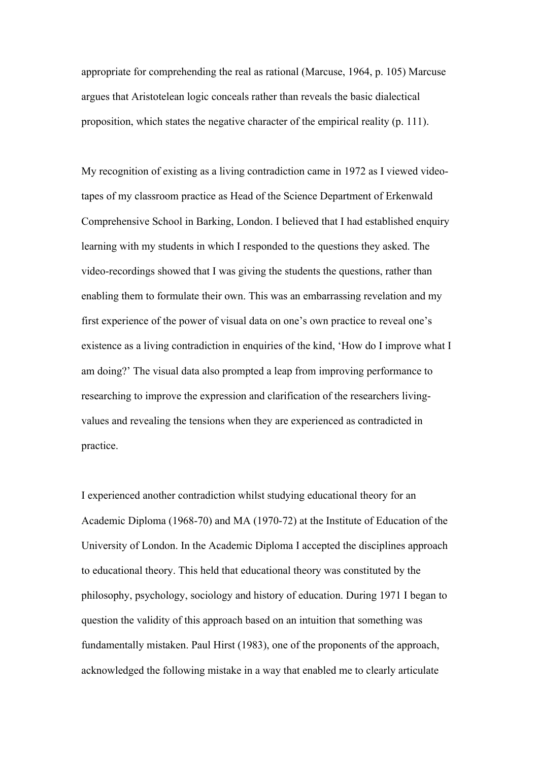appropriate for comprehending the real as rational (Marcuse, 1964, p. 105) Marcuse argues that Aristotelean logic conceals rather than reveals the basic dialectical proposition, which states the negative character of the empirical reality (p. 111).

My recognition of existing as a living contradiction came in 1972 as I viewed video-tapes of my classroom practice as Head of the Science Department of Erkenwald Comprehensive School in Barking, London. I believed that I had established enquiry learning with my students in which I responded to the questions they asked. The video-recordings showed that I was giving the students the questions, rather than enabling them to formulate their own. This was an embarrassing revelation and my first experience of the power of visual data on one's own practice to reveal one's existence as a living contradiction in enquiries of the kind, 'How do I improve what I am doing?' The visual data also prompted a leap from improving performance to researching to improve the expression and clarification of the researchers living-values and revealing the tensions when they are experienced as contradicted in practice.

I experienced another contradiction whilst studying educational theory for an Academic Diploma (1968-70) and MA (1970-72) at the Institute of Education of the University of London. In the Academic Diploma I accepted the disciplines approach to educational theory. This held that educational theory was constituted by the philosophy, psychology, sociology and history of education. During 1971 I began to question the validity of this approach based on an intuition that something was fundamentally mistaken. Paul Hirst (1983), one of the proponents of the approach, acknowledged the following mistake in a way that enabled me to clearly articulate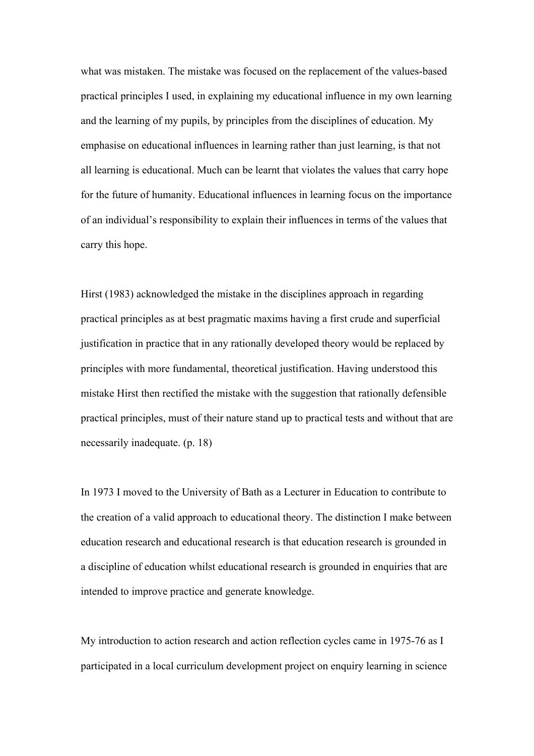what was mistaken. The mistake was focused on the replacement of the values-based practical principles I used, in explaining my educational influence in my own learning and the learning of my pupils, by principles from the disciplines of education. My emphasise on educational influences in learning rather than just learning, is that not all learning is educational. Much can be learnt that violates the values that carry hope for the future of humanity. Educational influences in learning focus on the importance of an individual's responsibility to explain their influences in terms of the values that carry this hope.

Hirst (1983) acknowledged the mistake in the disciplines approach in regarding practical principles as at best pragmatic maxims having a first crude and superficial justification in practice that in any rationally developed theory would be replaced by principles with more fundamental, theoretical justification. Having understood this mistake Hirst then rectified the mistake with the suggestion that rationally defensible practical principles, must of their nature stand up to practical tests and without that are necessarily inadequate. (p. 18)

In 1973 I moved to the University of Bath as a Lecturer in Education to contribute to the creation of a valid approach to educational theory. The distinction I make between education research and educational research is that education research is grounded in a discipline of education whilst educational research is grounded in enquiries that are intended to improve practice and generate knowledge.

My introduction to action research and action reflection cycles came in 1975-76 as I participated in a local curriculum development project on enquiry learning in science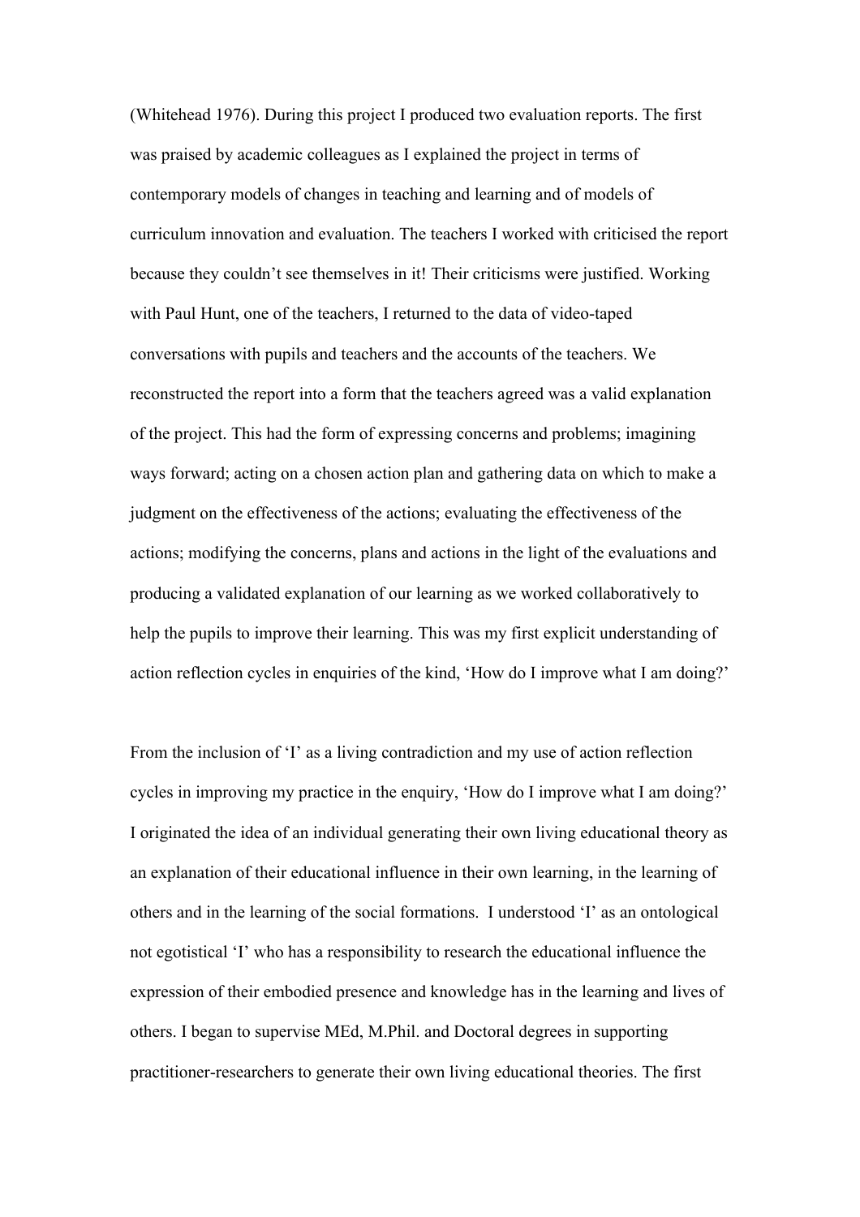(Whitehead 1976). During this project I produced two evaluation reports. The first was praised by academic colleagues as I explained the project in terms of contemporary models of changes in teaching and learning and of models of curriculum innovation and evaluation. The teachers I worked with criticised the report because they couldn't see themselves in it! Their criticisms were justified. Working with Paul Hunt, one of the teachers, I returned to the data of video-taped conversations with pupils and teachers and the accounts of the teachers. We reconstructed the report into a form that the teachers agreed was a valid explanation of the project. This had the form of expressing concerns and problems; imagining ways forward; acting on a chosen action plan and gathering data on which to make a judgment on the effectiveness of the actions; evaluating the effectiveness of the actions; modifying the concerns, plans and actions in the light of the evaluations and producing a validated explanation of our learning as we worked collaboratively to help the pupils to improve their learning. This was my first explicit understanding of action reflection cycles in enquiries of the kind, 'How do I improve what I am doing?'

From the inclusion of 'I' as a living contradiction and my use of action reflection cycles in improving my practice in the enquiry, 'How do I improve what I am doing?' I originated the idea of an individual generating their own living educational theory as an explanation of their educational influence in their own learning, in the learning of others and in the learning of the social formations. I understood 'I' as an ontological not egotistical 'I' who has a responsibility to research the educational influence the expression of their embodied presence and knowledge has in the learning and lives of others. I began to supervise MEd, M.Phil. and Doctoral degrees in supporting practitioner-researchers to generate their own living educational theories. The first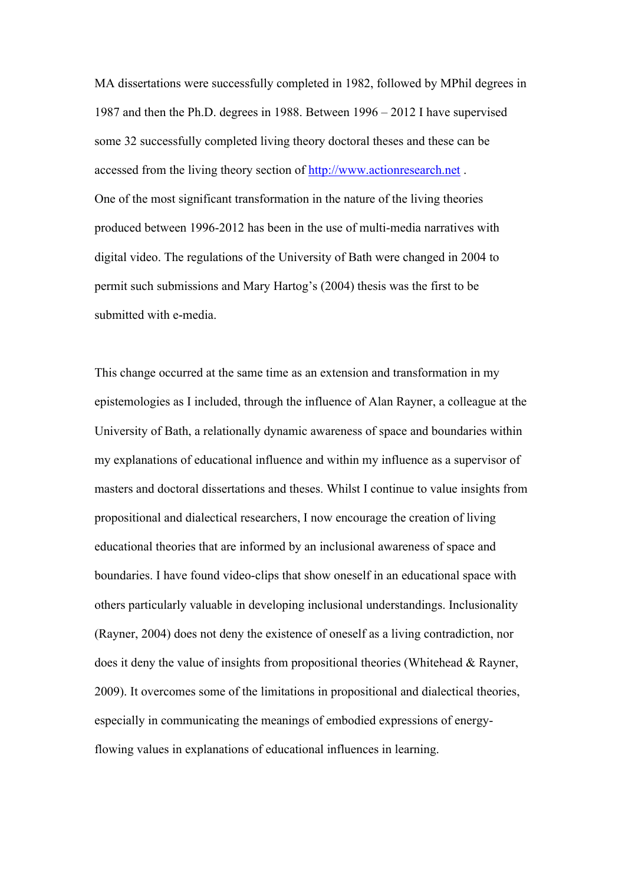MA dissertations were successfully completed in 1982, followed by MPhil degrees in 1987 and then the Ph.D. degrees in 1988. Between 1996 – 2012 I have supervised some 32 successfully completed living theory doctoral theses and these can be accessed from the living theory section of http://www.actionresearch.net .
One of the most significant transformation in the nature of the living theories produced between 1996-2012 has been in the use of multi-media narratives with digital video. The regulations of the University of Bath were changed in 2004 to permit such submissions and Mary Hartog's (2004) thesis was the first to be submitted with e-media.

This change occurred at the same time as an extension and transformation in my epistemologies as I included, through the influence of Alan Rayner, a colleague at the University of Bath, a relationally dynamic awareness of space and boundaries within my explanations of educational influence and within my influence as a supervisor of masters and doctoral dissertations and theses. Whilst I continue to value insights from propositional and dialectical researchers, I now encourage the creation of living educational theories that are informed by an inclusional awareness of space and boundaries. I have found video-clips that show oneself in an educational space with others particularly valuable in developing inclusional understandings. Inclusionality (Rayner, 2004) does not deny the existence of oneself as a living contradiction, nor does it deny the value of insights from propositional theories (Whitehead & Rayner, 2009). It overcomes some of the limitations in propositional and dialectical theories, especially in communicating the meanings of embodied expressions of energy-flowing values in explanations of educational influences in learning.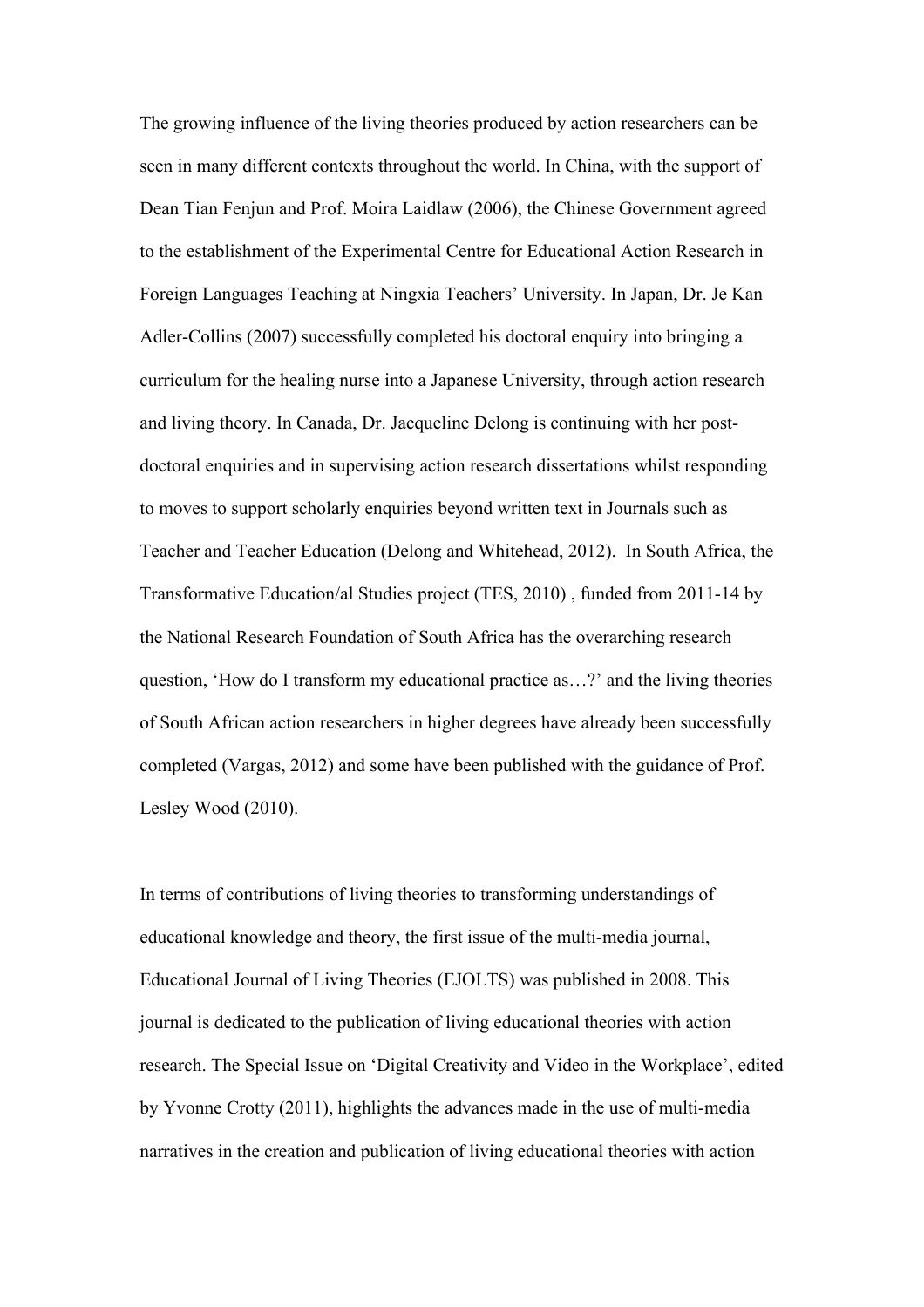The growing influence of the living theories produced by action researchers can be seen in many different contexts throughout the world. In China, with the support of Dean Tian Fenjun and Prof. Moira Laidlaw (2006), the Chinese Government agreed to the establishment of the Experimental Centre for Educational Action Research in Foreign Languages Teaching at Ningxia Teachers' University. In Japan, Dr. Je Kan Adler-Collins (2007) successfully completed his doctoral enquiry into bringing a curriculum for the healing nurse into a Japanese University, through action research and living theory. In Canada, Dr. Jacqueline Delong is continuing with her post-doctoral enquiries and in supervising action research dissertations whilst responding to moves to support scholarly enquiries beyond written text in Journals such as Teacher and Teacher Education (Delong and Whitehead, 2012). In South Africa, the Transformative Education/al Studies project (TES, 2010) , funded from 2011-14 by the National Research Foundation of South Africa has the overarching research question, 'How do I transform my educational practice as…?' and the living theories of South African action researchers in higher degrees have already been successfully completed (Vargas, 2012) and some have been published with the guidance of Prof. Lesley Wood (2010).

In terms of contributions of living theories to transforming understandings of educational knowledge and theory, the first issue of the multi-media journal, Educational Journal of Living Theories (EJOLTS) was published in 2008. This journal is dedicated to the publication of living educational theories with action research. The Special Issue on 'Digital Creativity and Video in the Workplace', edited by Yvonne Crotty (2011), highlights the advances made in the use of multi-media narratives in the creation and publication of living educational theories with action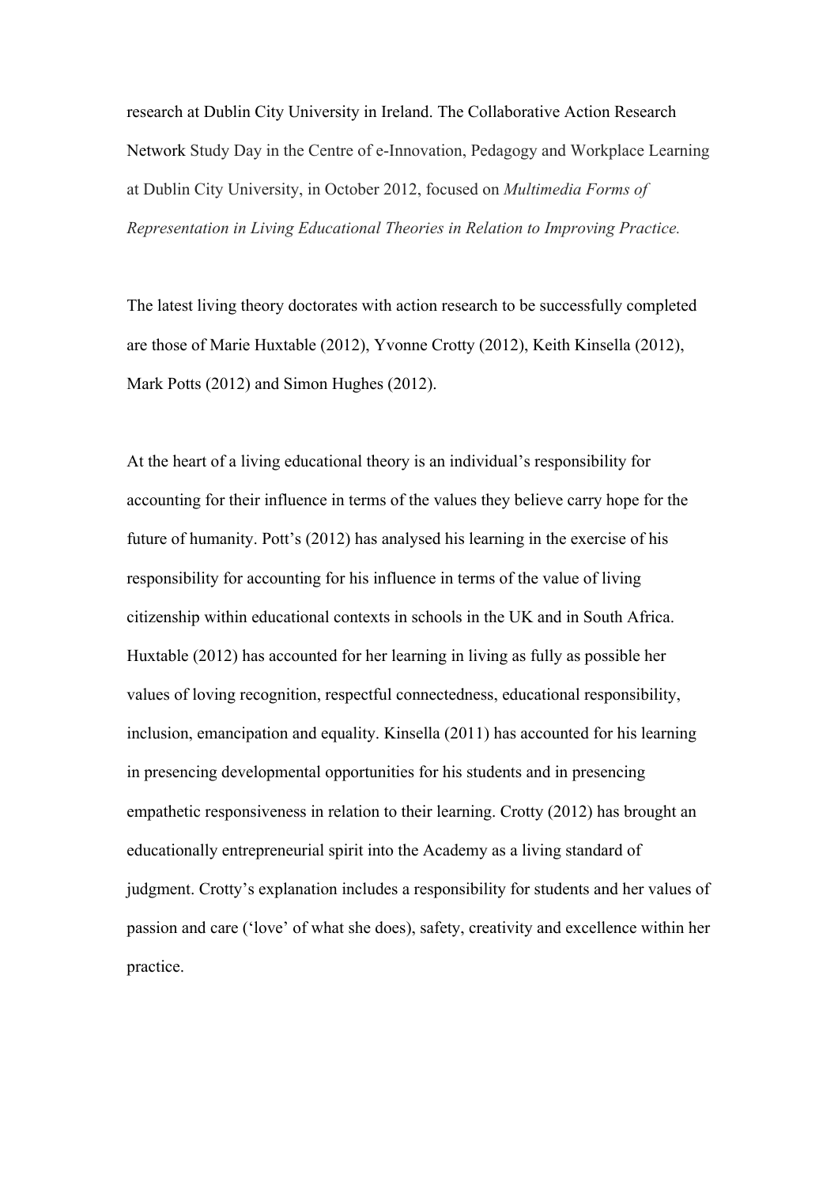research at Dublin City University in Ireland. The Collaborative Action Research Network Study Day in the Centre of e-Innovation, Pedagogy and Workplace Learning at Dublin City University, in October 2012, focused on *Multimedia Forms of Representation in Living Educational Theories in Relation to Improving Practice.*

The latest living theory doctorates with action research to be successfully completed are those of Marie Huxtable (2012), Yvonne Crotty (2012), Keith Kinsella (2012), Mark Potts (2012) and Simon Hughes (2012).

At the heart of a living educational theory is an individual's responsibility for accounting for their influence in terms of the values they believe carry hope for the future of humanity. Pott's (2012) has analysed his learning in the exercise of his responsibility for accounting for his influence in terms of the value of living citizenship within educational contexts in schools in the UK and in South Africa. Huxtable (2012) has accounted for her learning in living as fully as possible her values of loving recognition, respectful connectedness, educational responsibility, inclusion, emancipation and equality. Kinsella (2011) has accounted for his learning in presencing developmental opportunities for his students and in presencing empathetic responsiveness in relation to their learning. Crotty (2012) has brought an educationally entrepreneurial spirit into the Academy as a living standard of judgment. Crotty's explanation includes a responsibility for students and her values of passion and care ('love' of what she does), safety, creativity and excellence within her practice.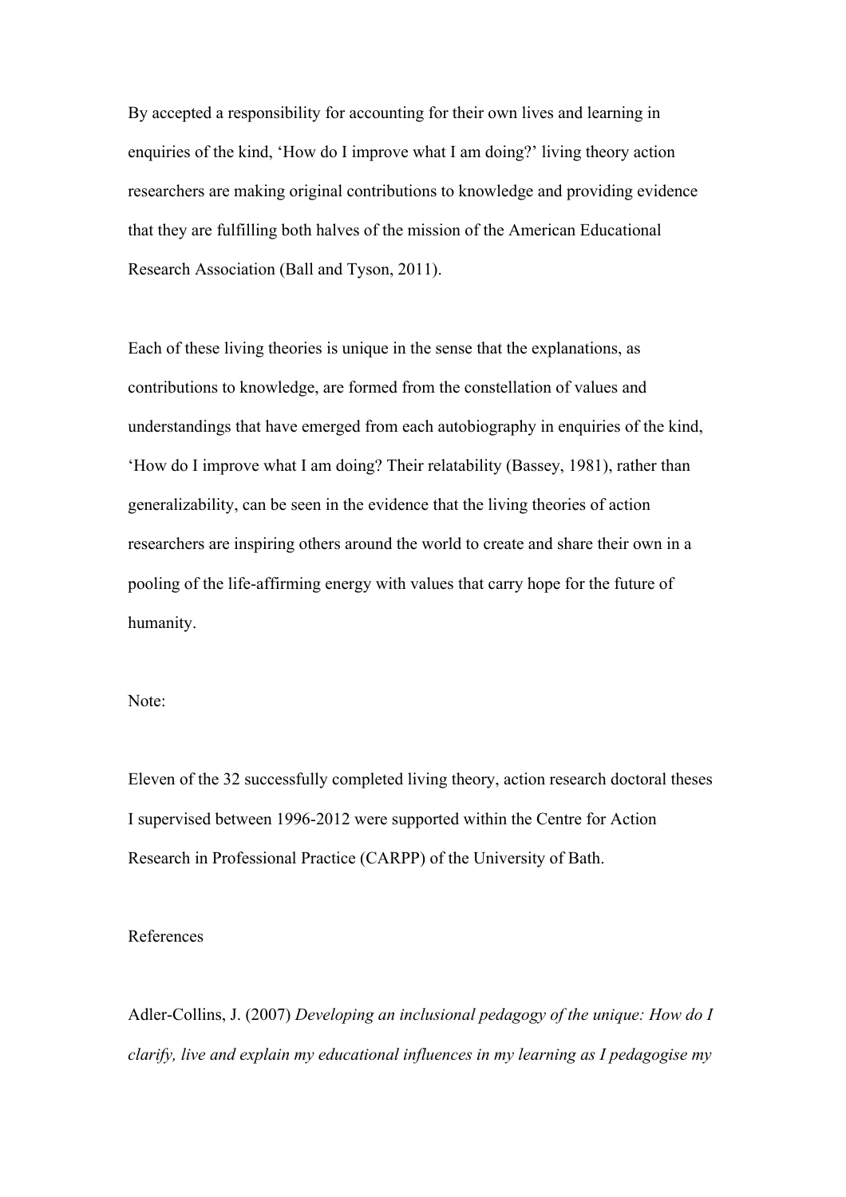By accepted a responsibility for accounting for their own lives and learning in enquiries of the kind, 'How do I improve what I am doing?' living theory action researchers are making original contributions to knowledge and providing evidence that they are fulfilling both halves of the mission of the American Educational Research Association (Ball and Tyson, 2011).

Each of these living theories is unique in the sense that the explanations, as contributions to knowledge, are formed from the constellation of values and understandings that have emerged from each autobiography in enquiries of the kind, 'How do I improve what I am doing? Their relatability (Bassey, 1981), rather than generalizability, can be seen in the evidence that the living theories of action researchers are inspiring others around the world to create and share their own in a pooling of the life-affirming energy with values that carry hope for the future of humanity.

Note:

Eleven of the 32 successfully completed living theory, action research doctoral theses I supervised between 1996-2012 were supported within the Centre for Action Research in Professional Practice (CARPP) of the University of Bath.

References

Adler-Collins, J. (2007) *Developing an inclusional pedagogy of the unique: How do I clarify, live and explain my educational influences in my learning as I pedagogise my*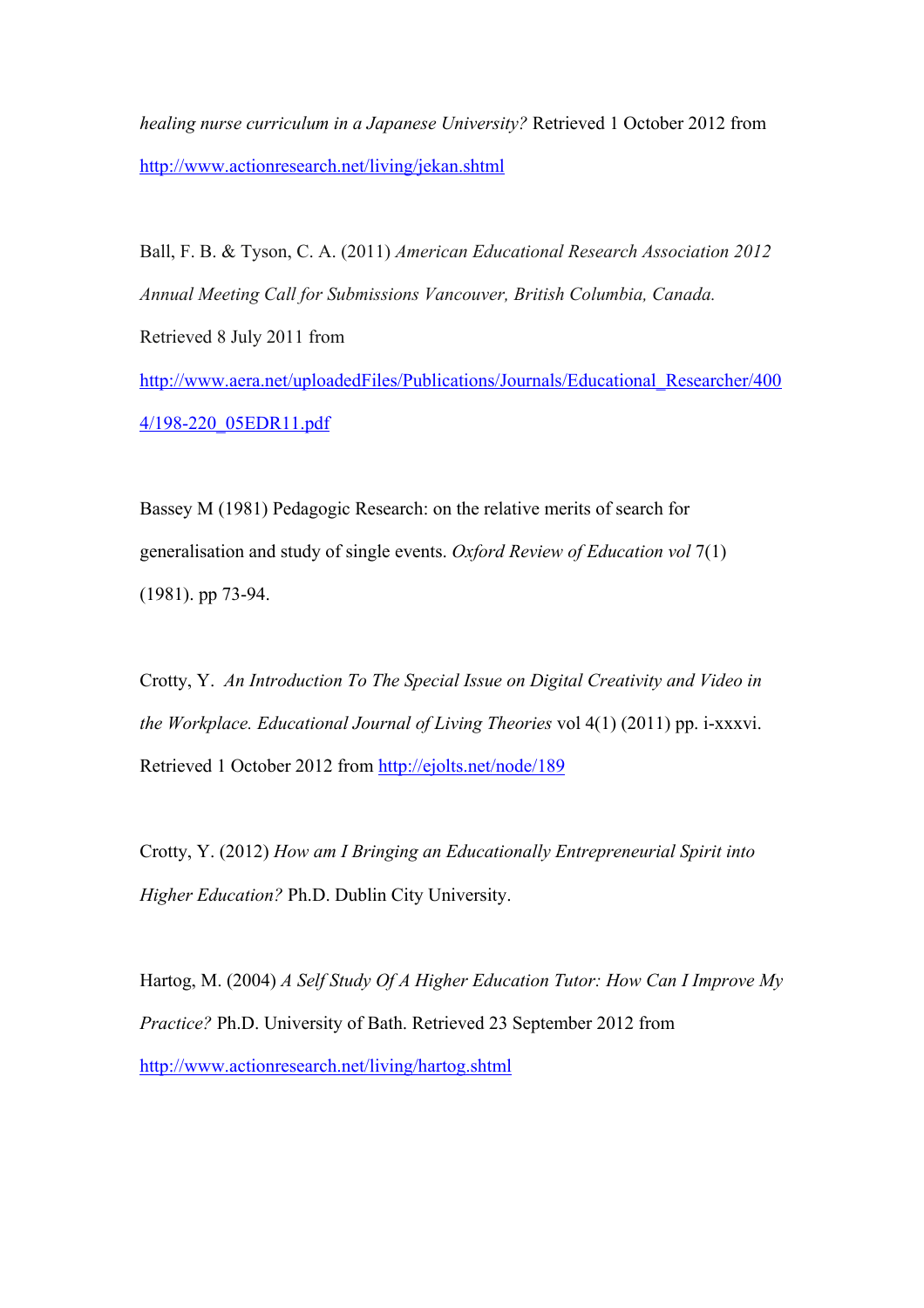*healing nurse curriculum in a Japanese University?* Retrieved 1 October 2012 from http://www.actionresearch.net/living/jekan.shtml

Ball, F. B. & Tyson, C. A. (2011) *American Educational Research Association 2012 Annual Meeting Call for Submissions Vancouver, British Columbia, Canada.* Retrieved 8 July 2011 from http://www.aera.net/uploadedFiles/Publications/Journals/Educational_Researcher/4004/198-220_05EDR11.pdf

Bassey M (1981) Pedagogic Research: on the relative merits of search for generalisation and study of single events. *Oxford Review of Education vol* 7(1) (1981). pp 73-94.

Crotty, Y. *An Introduction To The Special Issue on Digital Creativity and Video in the Workplace. Educational Journal of Living Theories* vol 4(1) (2011) pp. i-xxxvi. Retrieved 1 October 2012 from http://ejolts.net/node/189

Crotty, Y. (2012) *How am I Bringing an Educationally Entrepreneurial Spirit into Higher Education?* Ph.D. Dublin City University.

Hartog, M. (2004) *A Self Study Of A Higher Education Tutor: How Can I Improve My Practice?* Ph.D. University of Bath. Retrieved 23 September 2012 from http://www.actionresearch.net/living/hartog.shtml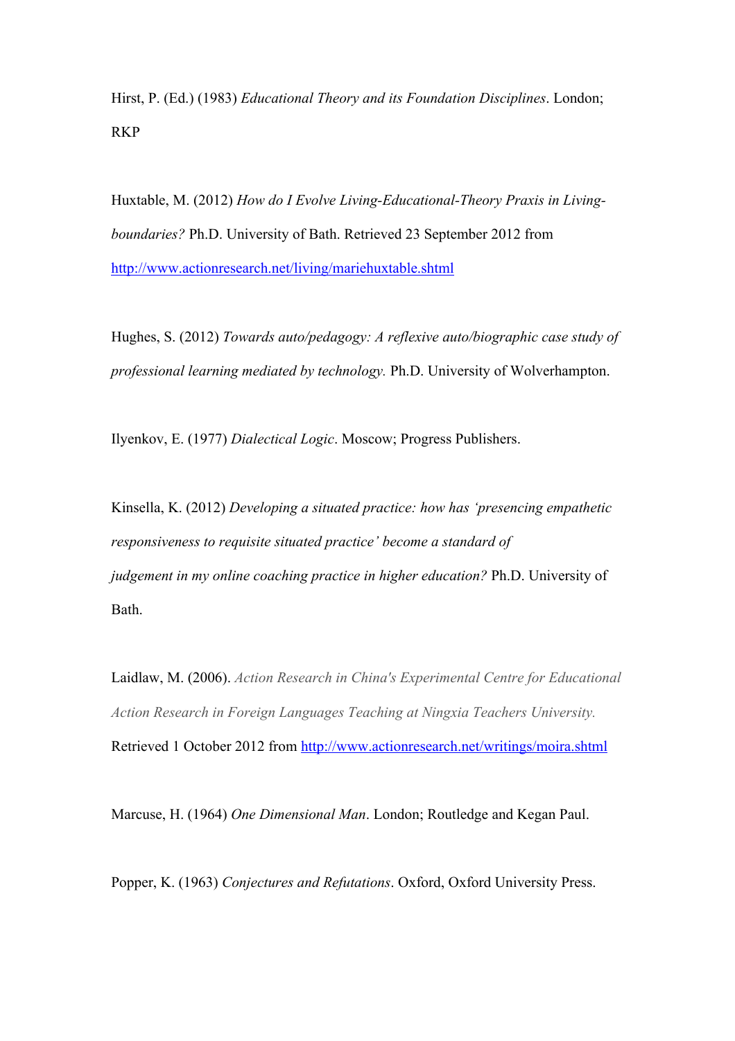Hirst, P. (Ed.) (1983) *Educational Theory and its Foundation Disciplines*. London; RKP

Huxtable, M. (2012) *How do I Evolve Living-Educational-Theory Praxis in Living-boundaries?* Ph.D. University of Bath. Retrieved 23 September 2012 from http://www.actionresearch.net/living/mariehuxtable.shtml

Hughes, S. (2012) *Towards auto/pedagogy: A reflexive auto/biographic case study of professional learning mediated by technology.* Ph.D. University of Wolverhampton.

Ilyenkov, E. (1977) *Dialectical Logic*. Moscow; Progress Publishers.

Kinsella, K. (2012) *Developing a situated practice: how has 'presencing empathetic responsiveness to requisite situated practice' become a standard of judgement in my online coaching practice in higher education?* Ph.D. University of Bath.

Laidlaw, M. (2006). *Action Research in China's Experimental Centre for Educational Action Research in Foreign Languages Teaching at Ningxia Teachers University.* Retrieved 1 October 2012 from http://www.actionresearch.net/writings/moira.shtml

Marcuse, H. (1964) *One Dimensional Man*. London; Routledge and Kegan Paul.

Popper, K. (1963) *Conjectures and Refutations*. Oxford, Oxford University Press.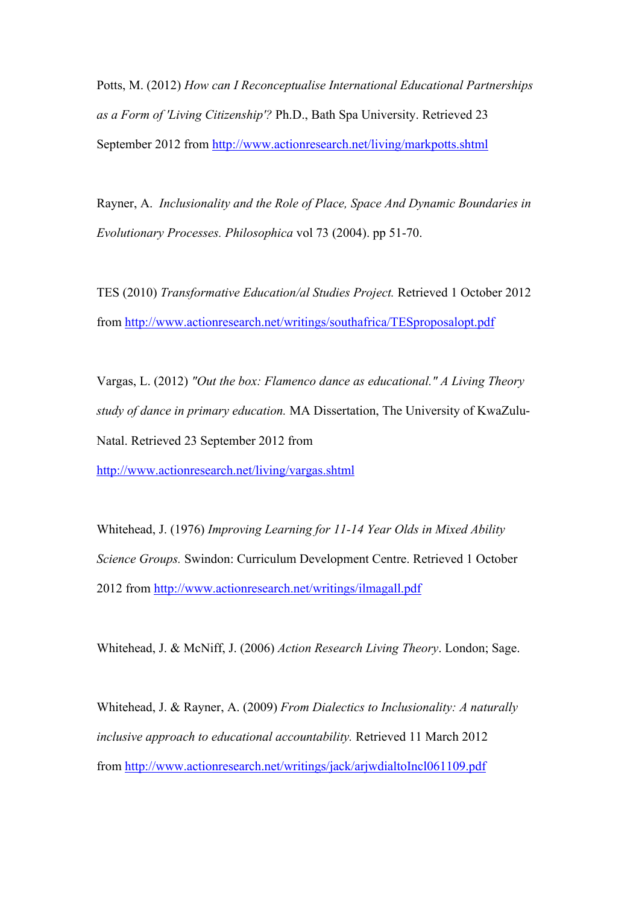Potts, M. (2012) *How can I Reconceptualise International Educational Partnerships as a Form of 'Living Citizenship'?* Ph.D., Bath Spa University. Retrieved 23 September 2012 from http://www.actionresearch.net/living/markpotts.shtml

Rayner, A. *Inclusionality and the Role of Place, Space And Dynamic Boundaries in Evolutionary Processes. Philosophica* vol 73 (2004). pp 51-70.

TES (2010) *Transformative Education/al Studies Project.* Retrieved 1 October 2012 from http://www.actionresearch.net/writings/southafrica/TESproposalopt.pdf

Vargas, L. (2012) *"Out the box: Flamenco dance as educational." A Living Theory study of dance in primary education.* MA Dissertation, The University of KwaZulu-Natal. Retrieved 23 September 2012 from http://www.actionresearch.net/living/vargas.shtml

Whitehead, J. (1976) *Improving Learning for 11-14 Year Olds in Mixed Ability Science Groups.* Swindon: Curriculum Development Centre. Retrieved 1 October 2012 from http://www.actionresearch.net/writings/ilmagall.pdf

Whitehead, J. & McNiff, J. (2006) *Action Research Living Theory*. London; Sage.

Whitehead, J. & Rayner, A. (2009) *From Dialectics to Inclusionality: A naturally inclusive approach to educational accountability.* Retrieved 11 March 2012 from http://www.actionresearch.net/writings/jack/arjwdialtoIncl061109.pdf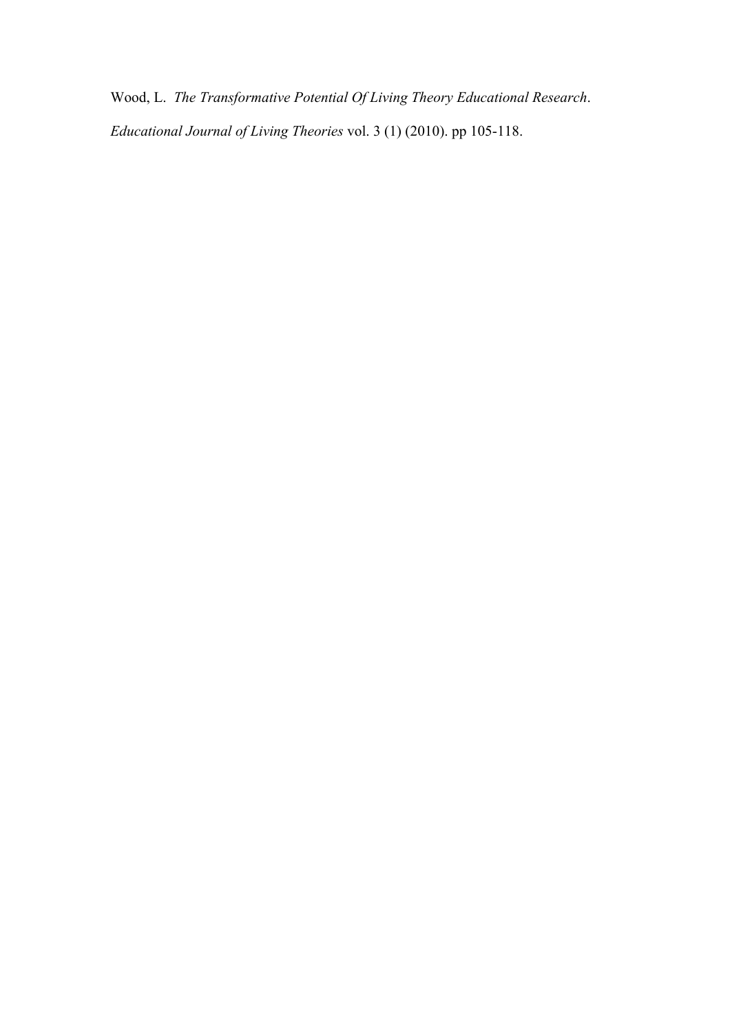Wood, L. *The Transformative Potential Of Living Theory Educational Research*. *Educational Journal of Living Theories* vol. 3 (1) (2010). pp 105-118.